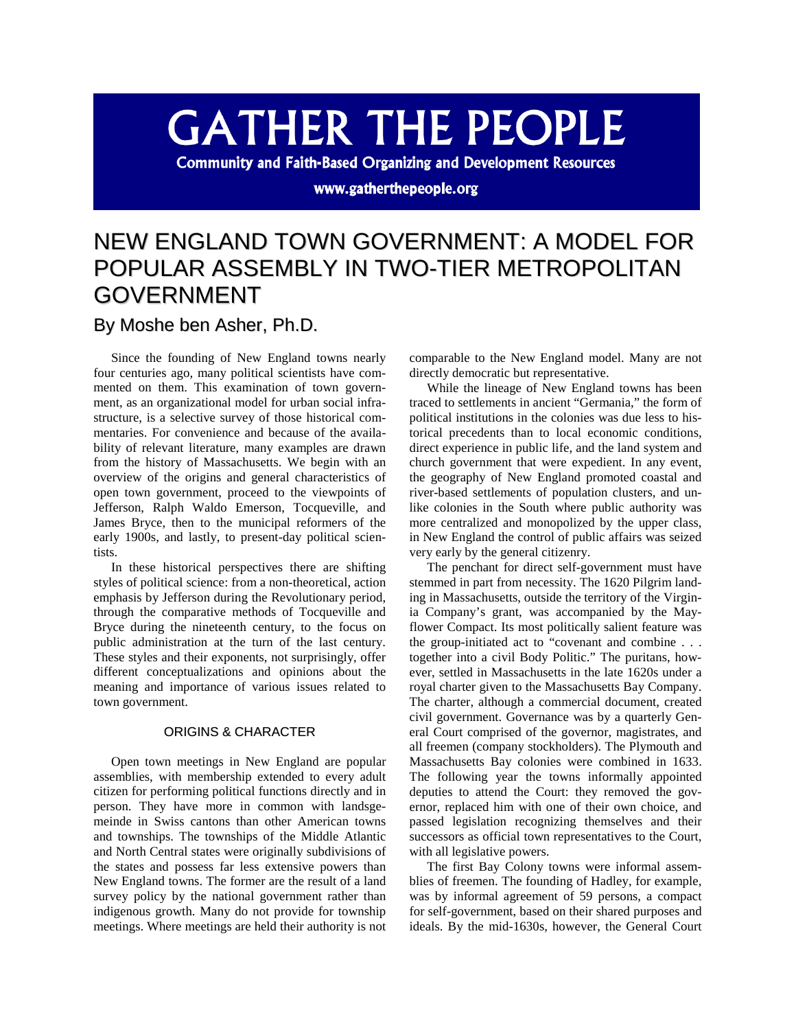# GATHER THE PEOPLE

**Community and Faith-Based Organizing and Development Resources**

**www.gatherthepeople.org**

# NEW ENGLAND TOWN GOVERNMENT: A MODEL FOR POPULAR ASSEMBLY IN TWO-TIER METROPOLITAN GOVERNMENT

## By Moshe ben Asher, Ph.D.

Since the founding of New England towns nearly four centuries ago, many political scientists have commented on them. This examination of town government, as an organizational model for urban social infrastructure, is a selective survey of those historical commentaries. For convenience and because of the availability of relevant literature, many examples are drawn from the history of Massachusetts. We begin with an overview of the origins and general characteristics of open town government, proceed to the viewpoints of Jefferson, Ralph Waldo Emerson, Tocqueville, and James Bryce, then to the municipal reformers of the early 1900s, and lastly, to present-day political scientists.

In these historical perspectives there are shifting styles of political science: from a non-theoretical, action emphasis by Jefferson during the Revolutionary period, through the comparative methods of Tocqueville and Bryce during the nineteenth century, to the focus on public administration at the turn of the last century. These styles and their exponents, not surprisingly, offer different conceptualizations and opinions about the meaning and importance of various issues related to town government.

### ORIGINS & CHARACTER

Open town meetings in New England are popular assemblies, with membership extended to every adult citizen for performing political functions directly and in person. They have more in common with landsgemeinde in Swiss cantons than other American towns and townships. The townships of the Middle Atlantic and North Central states were originally subdivisions of the states and possess far less extensive powers than New England towns. The former are the result of a land survey policy by the national government rather than indigenous growth. Many do not provide for township meetings. Where meetings are held their authority is not comparable to the New England model. Many are not directly democratic but representative.

While the lineage of New England towns has been traced to settlements in ancient "Germania," the form of political institutions in the colonies was due less to historical precedents than to local economic conditions, direct experience in public life, and the land system and church government that were expedient. In any event, the geography of New England promoted coastal and river-based settlements of population clusters, and unlike colonies in the South where public authority was more centralized and monopolized by the upper class, in New England the control of public affairs was seized very early by the general citizenry.

The penchant for direct self-government must have stemmed in part from necessity. The 1620 Pilgrim landing in Massachusetts, outside the territory of the Virginia Company's grant, was accompanied by the Mayflower Compact. Its most politically salient feature was the group-initiated act to "covenant and combine . . . together into a civil Body Politic." The puritans, however, settled in Massachusetts in the late 1620s under a royal charter given to the Massachusetts Bay Company. The charter, although a commercial document, created civil government. Governance was by a quarterly General Court comprised of the governor, magistrates, and all freemen (company stockholders). The Plymouth and Massachusetts Bay colonies were combined in 1633. The following year the towns informally appointed deputies to attend the Court: they removed the governor, replaced him with one of their own choice, and passed legislation recognizing themselves and their successors as official town representatives to the Court, with all legislative powers.

The first Bay Colony towns were informal assemblies of freemen. The founding of Hadley, for example, was by informal agreement of 59 persons, a compact for self-government, based on their shared purposes and ideals. By the mid-1630s, however, the General Court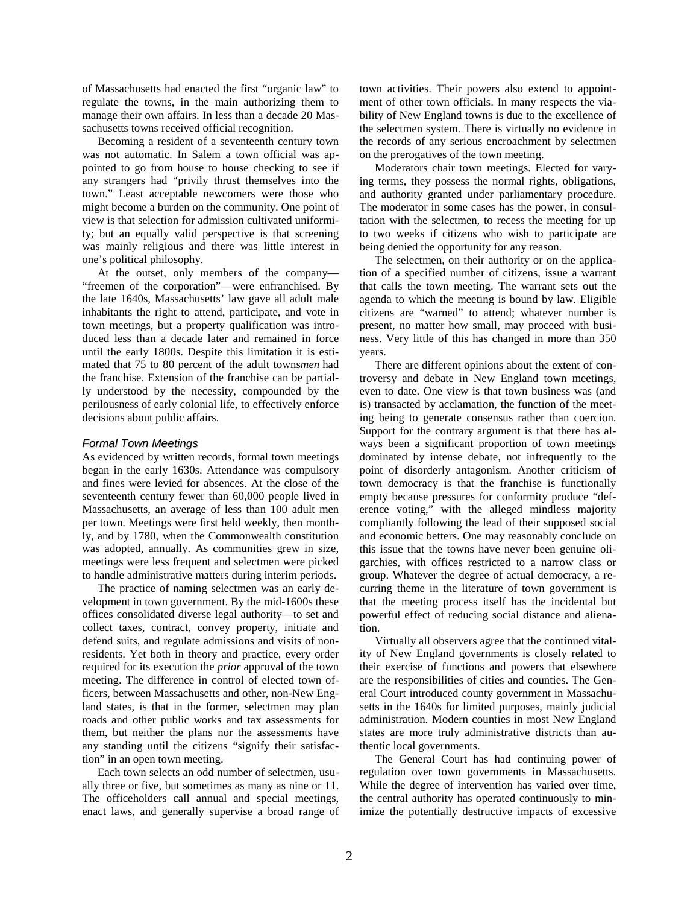of Massachusetts had enacted the first "organic law" to regulate the towns, in the main authorizing them to manage their own affairs. In less than a decade 20 Massachusetts towns received official recognition.

Becoming a resident of a seventeenth century town was not automatic. In Salem a town official was appointed to go from house to house checking to see if any strangers had "privily thrust themselves into the town." Least acceptable newcomers were those who might become a burden on the community. One point of view is that selection for admission cultivated uniformity; but an equally valid perspective is that screening was mainly religious and there was little interest in one's political philosophy.

At the outset, only members of the company—"freemen of the corporation"—were enfranchised. By the late 1640s, Massachusetts' law gave all adult male inhabitants the right to attend, participate, and vote in town meetings, but a property qualification was introduced less than a decade later and remained in force until the early 1800s. Despite this limitation it is estimated that 75 to 80 percent of the adult towns*men* had the franchise. Extension of the franchise can be partially understood by the necessity, compounded by the perilousness of early colonial life, to effectively enforce decisions about public affairs.

### *Formal Town Meetings*

As evidenced by written records, formal town meetings began in the early 1630s. Attendance was compulsory and fines were levied for absences. At the close of the seventeenth century fewer than 60,000 people lived in Massachusetts, an average of less than 100 adult men per town. Meetings were first held weekly, then monthly, and by 1780, when the Commonwealth constitution was adopted, annually. As communities grew in size, meetings were less frequent and selectmen were picked to handle administrative matters during interim periods.

The practice of naming selectmen was an early development in town government. By the mid-1600s these offices consolidated diverse legal authority—to set and collect taxes, contract, convey property, initiate and defend suits, and regulate admissions and visits of nonresidents. Yet both in theory and practice, every order required for its execution the *prior* approval of the town meeting. The difference in control of elected town officers, between Massachusetts and other, non-New England states, is that in the former, selectmen may plan roads and other public works and tax assessments for them, but neither the plans nor the assessments have any standing until the citizens "signify their satisfaction" in an open town meeting.

Each town selects an odd number of selectmen, usually three or five, but sometimes as many as nine or 11. The officeholders call annual and special meetings, enact laws, and generally supervise a broad range of town activities. Their powers also extend to appointment of other town officials. In many respects the viability of New England towns is due to the excellence of the selectmen system. There is virtually no evidence in the records of any serious encroachment by selectmen on the prerogatives of the town meeting.

Moderators chair town meetings. Elected for varying terms, they possess the normal rights, obligations, and authority granted under parliamentary procedure. The moderator in some cases has the power, in consultation with the selectmen, to recess the meeting for up to two weeks if citizens who wish to participate are being denied the opportunity for any reason.

The selectmen, on their authority or on the application of a specified number of citizens, issue a warrant that calls the town meeting. The warrant sets out the agenda to which the meeting is bound by law. Eligible citizens are "warned" to attend; whatever number is present, no matter how small, may proceed with business. Very little of this has changed in more than 350 years.

There are different opinions about the extent of controversy and debate in New England town meetings, even to date. One view is that town business was (and is) transacted by acclamation, the function of the meeting being to generate consensus rather than coercion. Support for the contrary argument is that there has always been a significant proportion of town meetings dominated by intense debate, not infrequently to the point of disorderly antagonism. Another criticism of town democracy is that the franchise is functionally empty because pressures for conformity produce "deference voting," with the alleged mindless majority compliantly following the lead of their supposed social and economic betters. One may reasonably conclude on this issue that the towns have never been genuine oligarchies, with offices restricted to a narrow class or group. Whatever the degree of actual democracy, a recurring theme in the literature of town government is that the meeting process itself has the incidental but powerful effect of reducing social distance and alienation.

Virtually all observers agree that the continued vitality of New England governments is closely related to their exercise of functions and powers that elsewhere are the responsibilities of cities and counties. The General Court introduced county government in Massachusetts in the 1640s for limited purposes, mainly judicial administration. Modern counties in most New England states are more truly administrative districts than authentic local governments.

The General Court has had continuing power of regulation over town governments in Massachusetts. While the degree of intervention has varied over time, the central authority has operated continuously to minimize the potentially destructive impacts of excessive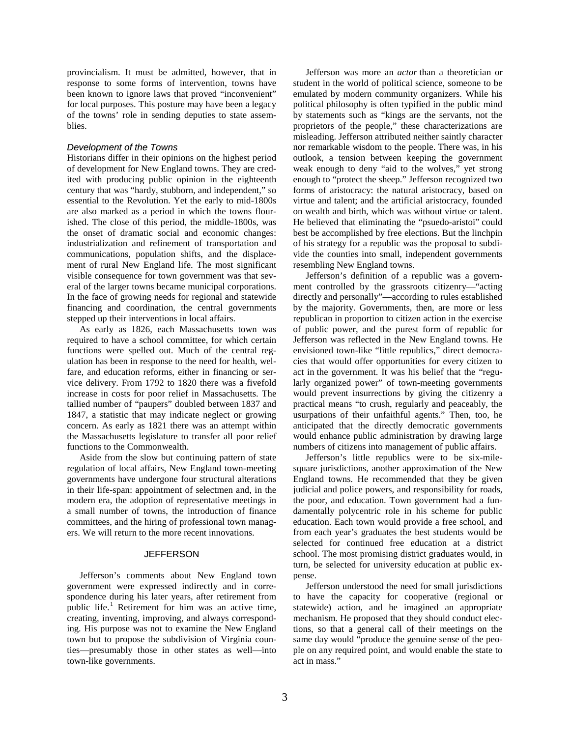provincialism. It must be admitted, however, that in response to some forms of intervention, towns have been known to ignore laws that proved "inconvenient" for local purposes. This posture may have been a legacy of the towns' role in sending deputies to state assemblies.

### *Development of the Towns*

Historians differ in their opinions on the highest period of development for New England towns. They are credited with producing public opinion in the eighteenth century that was "hardy, stubborn, and independent," so essential to the Revolution. Yet the early to mid-1800s are also marked as a period in which the towns flourished. The close of this period, the middle-1800s, was the onset of dramatic social and economic changes: industrialization and refinement of transportation and communications, population shifts, and the displacement of rural New England life. The most significant visible consequence for town government was that several of the larger towns became municipal corporations. In the face of growing needs for regional and statewide financing and coordination, the central governments stepped up their interventions in local affairs.

As early as 1826, each Massachusetts town was required to have a school committee, for which certain functions were spelled out. Much of the central regulation has been in response to the need for health, welfare, and education reforms, either in financing or service delivery. From 1792 to 1820 there was a fivefold increase in costs for poor relief in Massachusetts. The tallied number of "paupers" doubled between 1837 and 1847, a statistic that may indicate neglect or growing concern. As early as 1821 there was an attempt within the Massachusetts legislature to transfer all poor relief functions to the Commonwealth.

Aside from the slow but continuing pattern of state regulation of local affairs, New England town-meeting governments have undergone four structural alterations in their life-span: appointment of selectmen and, in the modern era, the adoption of representative meetings in a small number of towns, the introduction of finance committees, and the hiring of professional town managers. We will return to the more recent innovations.

## JEFFERSON

Jefferson's comments about New England town government were expressed indirectly and in correspondence during his later years, after retirement from public life.[1] Retirement for him was an active time, creating, inventing, improving, and always corresponding. His purpose was not to examine the New England town but to propose the subdivision of Virginia counties—presumably those in other states as well—into town-like governments.

Jefferson was more an *actor* than a theoretician or student in the world of political science, someone to be emulated by modern community organizers. While his political philosophy is often typified in the public mind by statements such as "kings are the servants, not the proprietors of the people," these characterizations are misleading. Jefferson attributed neither saintly character nor remarkable wisdom to the people. There was, in his outlook, a tension between keeping the government weak enough to deny "aid to the wolves," yet strong enough to "protect the sheep." Jefferson recognized two forms of aristocracy: the natural aristocracy, based on virtue and talent; and the artificial aristocracy, founded on wealth and birth, which was without virtue or talent. He believed that eliminating the "psuedo-aristoi" could best be accomplished by free elections. But the linchpin of his strategy for a republic was the proposal to subdivide the counties into small, independent governments resembling New England towns.

Jefferson's definition of a republic was a government controlled by the grassroots citizenry—"acting directly and personally"—according to rules established by the majority. Governments, then, are more or less republican in proportion to citizen action in the exercise of public power, and the purest form of republic for Jefferson was reflected in the New England towns. He envisioned town-like "little republics," direct democracies that would offer opportunities for every citizen to act in the government. It was his belief that the "regularly organized power" of town-meeting governments would prevent insurrections by giving the citizenry a practical means "to crush, regularly and peaceably, the usurpations of their unfaithful agents." Then, too, he anticipated that the directly democratic governments would enhance public administration by drawing large numbers of citizens into management of public affairs.

Jefferson's little republics were to be six-mile-square jurisdictions, another approximation of the New England towns. He recommended that they be given judicial and police powers, and responsibility for roads, the poor, and education. Town government had a fundamentally polycentric role in his scheme for public education. Each town would provide a free school, and from each year's graduates the best students would be selected for continued free education at a district school. The most promising district graduates would, in turn, be selected for university education at public expense.

Jefferson understood the need for small jurisdictions to have the capacity for cooperative (regional or statewide) action, and he imagined an appropriate mechanism. He proposed that they should conduct elections, so that a general call of their meetings on the same day would "produce the genuine sense of the people on any required point, and would enable the state to act in mass."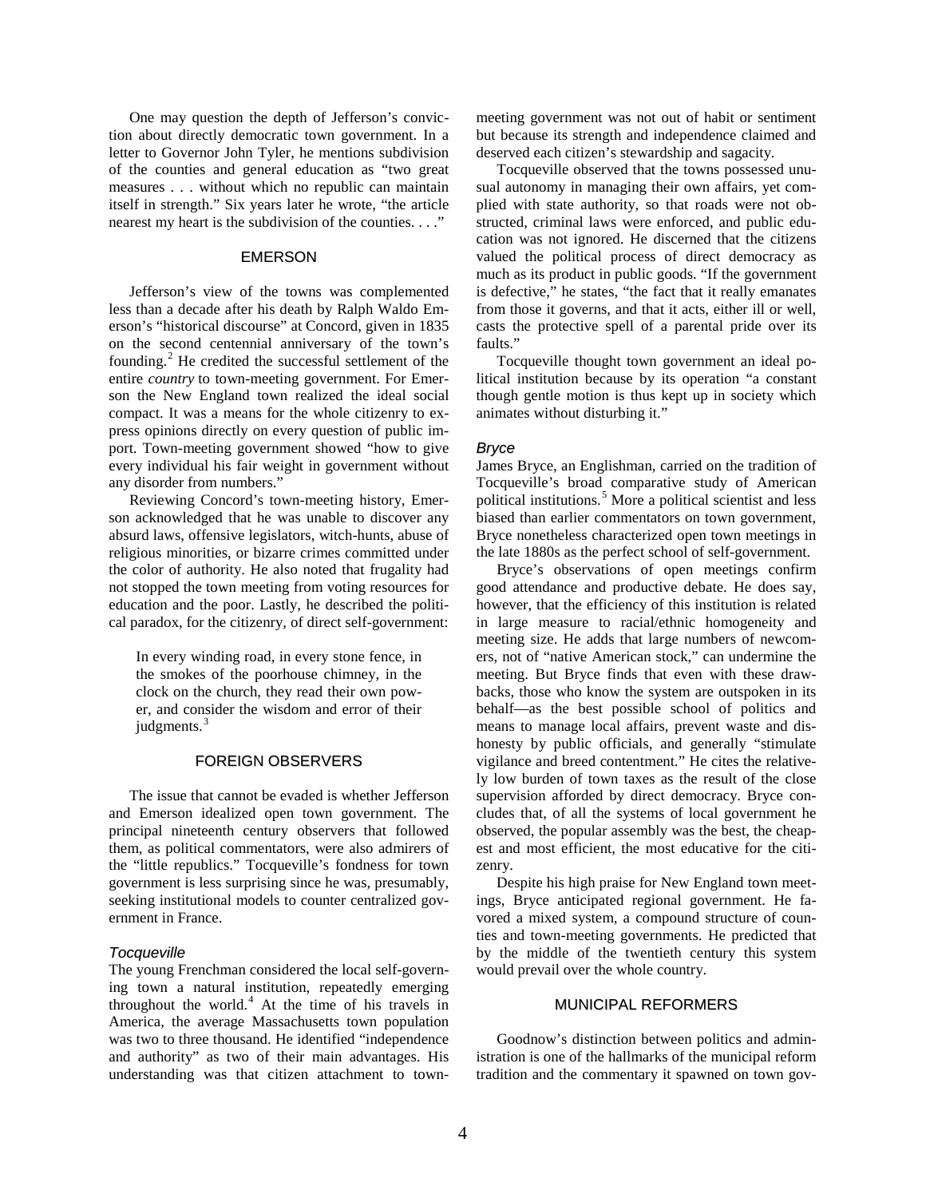One may question the depth of Jefferson's conviction about directly democratic town government. In a letter to Governor John Tyler, he mentions subdivision of the counties and general education as "two great measures . . . without which no republic can maintain itself in strength." Six years later he wrote, "the article nearest my heart is the subdivision of the counties. . . ."

## EMERSON

Jefferson's view of the towns was complemented less than a decade after his death by Ralph Waldo Emerson's "historical discourse" at Concord, given in 1835 on the second centennial anniversary of the town's founding.[2] He credited the successful settlement of the entire *country* to town-meeting government. For Emerson the New England town realized the ideal social compact. It was a means for the whole citizenry to express opinions directly on every question of public import. Town-meeting government showed "how to give every individual his fair weight in government without any disorder from numbers."

Reviewing Concord's town-meeting history, Emerson acknowledged that he was unable to discover any absurd laws, offensive legislators, witch-hunts, abuse of religious minorities, or bizarre crimes committed under the color of authority. He also noted that frugality had not stopped the town meeting from voting resources for education and the poor. Lastly, he described the political paradox, for the citizenry, of direct self-government:

> In every winding road, in every stone fence, in the smokes of the poorhouse chimney, in the clock on the church, they read their own power, and consider the wisdom and error of their judgments.[3]

## FOREIGN OBSERVERS

The issue that cannot be evaded is whether Jefferson and Emerson idealized open town government. The principal nineteenth century foreign observers that followed them, as political commentators, were also admirers of the "little republics." Tocqueville's fondness for town government is less surprising since he was, presumably, seeking institutional models to counter centralized government in France.

### *Tocqueville*

The young Frenchman considered the local self-governing town a natural institution, repeatedly emerging throughout the world.[4] At the time of his travels in America, the average Massachusetts town population was two to three thousand. He identified "independence and authority" as two of their main advantages. His understanding was that citizen attachment to town-meeting government was not out of habit or sentiment but because its strength and independence claimed and deserved each citizen's stewardship and sagacity.

Tocqueville observed that the towns possessed unusual autonomy in managing their own affairs, yet complied with state authority, so that roads were not obstructed, criminal laws were enforced, and public education was not ignored. He discerned that the citizens valued the political process of direct democracy as much as its product in public goods. "If the government is defective," he states, "the fact that it really emanates from those it governs, and that it acts, either ill or well, casts the protective spell of a parental pride over its faults."

Tocqueville thought town government an ideal political institution because by its operation "a constant though gentle motion is thus kept up in society which animates without disturbing it."

### *Bryce*

James Bryce, an Englishman, carried on the tradition of Tocqueville's broad comparative study of American political institutions.[5] More a political scientist and less biased than earlier commentators on town government, Bryce nonetheless characterized open town meetings in the late 1880s as the perfect school of self-government.

Bryce's observations of open meetings confirm good attendance and productive debate. He does say, however, that the efficiency of this institution is related in large measure to racial/ethnic homogeneity and meeting size. He adds that large numbers of newcomers, not of "native American stock," can undermine the meeting. But Bryce finds that even with these drawbacks, those who know the system are outspoken in its behalf—as the best possible school of politics and means to manage local affairs, prevent waste and dishonesty by public officials, and generally "stimulate vigilance and breed contentment." He cites the relatively low burden of town taxes as the result of the close supervision afforded by direct democracy. Bryce concludes that, of all the systems of local government he observed, the popular assembly was the best, the cheapest and most efficient, the most educative for the citizenry.

Despite his high praise for New England town meetings, Bryce anticipated regional government. He favored a mixed system, a compound structure of counties and town-meeting governments. He predicted that by the middle of the twentieth century this system would prevail over the whole country.

## MUNICIPAL REFORMERS

Goodnow's distinction between politics and administration is one of the hallmarks of the municipal reform tradition and the commentary it spawned on town gov-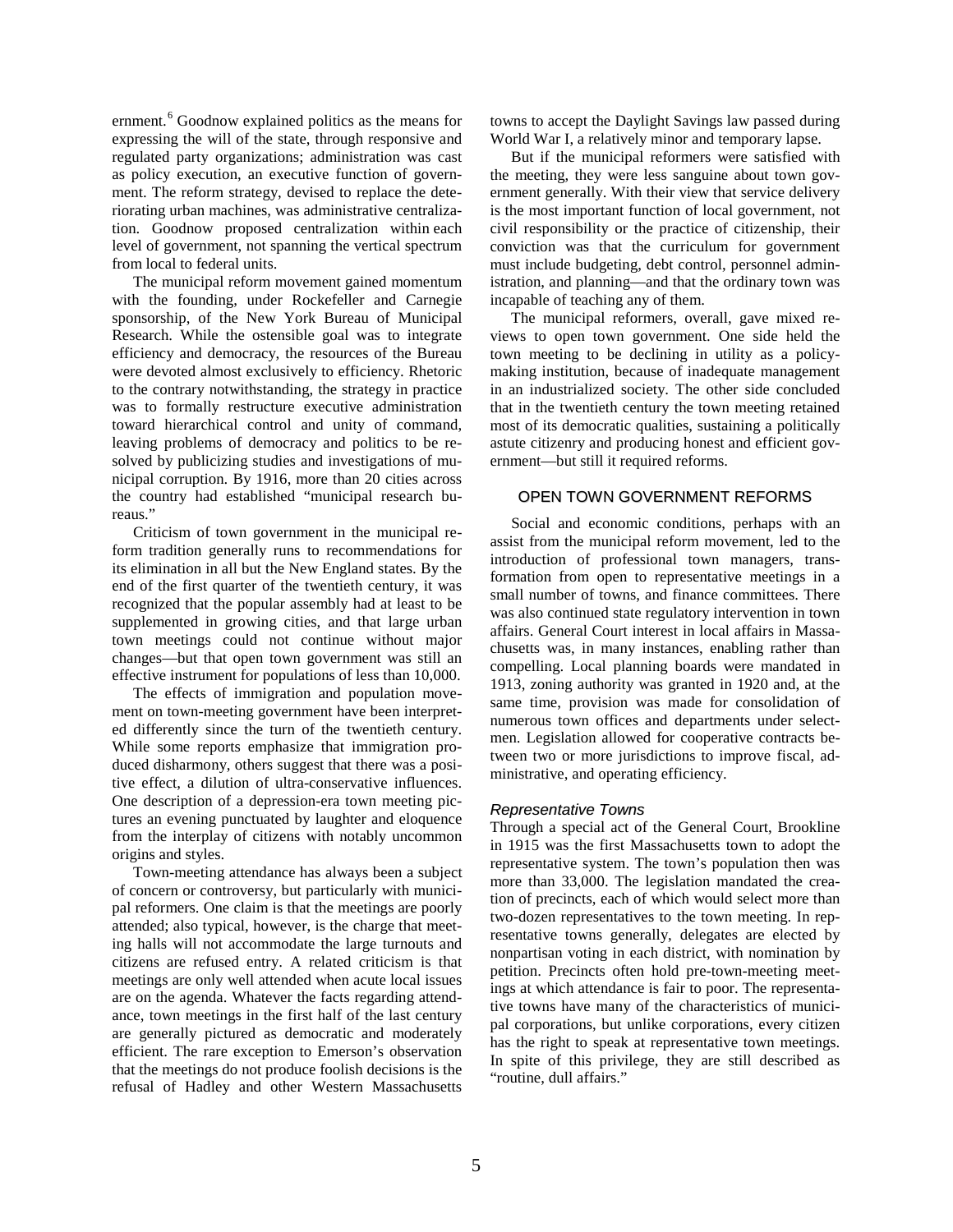ernment.[6] Goodnow explained politics as the means for expressing the will of the state, through responsive and regulated party organizations; administration was cast as policy execution, an executive function of government. The reform strategy, devised to replace the deteriorating urban machines, was administrative centralization. Goodnow proposed centralization within each level of government, not spanning the vertical spectrum from local to federal units.

The municipal reform movement gained momentum with the founding, under Rockefeller and Carnegie sponsorship, of the New York Bureau of Municipal Research. While the ostensible goal was to integrate efficiency and democracy, the resources of the Bureau were devoted almost exclusively to efficiency. Rhetoric to the contrary notwithstanding, the strategy in practice was to formally restructure executive administration toward hierarchical control and unity of command, leaving problems of democracy and politics to be resolved by publicizing studies and investigations of municipal corruption. By 1916, more than 20 cities across the country had established "municipal research bureaus."

Criticism of town government in the municipal reform tradition generally runs to recommendations for its elimination in all but the New England states. By the end of the first quarter of the twentieth century, it was recognized that the popular assembly had at least to be supplemented in growing cities, and that large urban town meetings could not continue without major changes—but that open town government was still an effective instrument for populations of less than 10,000.

The effects of immigration and population movement on town-meeting government have been interpreted differently since the turn of the twentieth century. While some reports emphasize that immigration produced disharmony, others suggest that there was a positive effect, a dilution of ultra-conservative influences. One description of a depression-era town meeting pictures an evening punctuated by laughter and eloquence from the interplay of citizens with notably uncommon origins and styles.

Town-meeting attendance has always been a subject of concern or controversy, but particularly with municipal reformers. One claim is that the meetings are poorly attended; also typical, however, is the charge that meeting halls will not accommodate the large turnouts and citizens are refused entry. A related criticism is that meetings are only well attended when acute local issues are on the agenda. Whatever the facts regarding attendance, town meetings in the first half of the last century are generally pictured as democratic and moderately efficient. The rare exception to Emerson's observation that the meetings do not produce foolish decisions is the refusal of Hadley and other Western Massachusetts towns to accept the Daylight Savings law passed during World War I, a relatively minor and temporary lapse.

But if the municipal reformers were satisfied with the meeting, they were less sanguine about town government generally. With their view that service delivery is the most important function of local government, not civil responsibility or the practice of citizenship, their conviction was that the curriculum for government must include budgeting, debt control, personnel administration, and planning—and that the ordinary town was incapable of teaching any of them.

The municipal reformers, overall, gave mixed reviews to open town government. One side held the town meeting to be declining in utility as a policy-making institution, because of inadequate management in an industrialized society. The other side concluded that in the twentieth century the town meeting retained most of its democratic qualities, sustaining a politically astute citizenry and producing honest and efficient government—but still it required reforms.

## OPEN TOWN GOVERNMENT REFORMS

Social and economic conditions, perhaps with an assist from the municipal reform movement, led to the introduction of professional town managers, transformation from open to representative meetings in a small number of towns, and finance committees. There was also continued state regulatory intervention in town affairs. General Court interest in local affairs in Massachusetts was, in many instances, enabling rather than compelling. Local planning boards were mandated in 1913, zoning authority was granted in 1920 and, at the same time, provision was made for consolidation of numerous town offices and departments under selectmen. Legislation allowed for cooperative contracts between two or more jurisdictions to improve fiscal, administrative, and operating efficiency.

### *Representative Towns*

Through a special act of the General Court, Brookline in 1915 was the first Massachusetts town to adopt the representative system. The town's population then was more than 33,000. The legislation mandated the creation of precincts, each of which would select more than two-dozen representatives to the town meeting. In representative towns generally, delegates are elected by nonpartisan voting in each district, with nomination by petition. Precincts often hold pre-town-meeting meetings at which attendance is fair to poor. The representative towns have many of the characteristics of municipal corporations, but unlike corporations, every citizen has the right to speak at representative town meetings. In spite of this privilege, they are still described as "routine, dull affairs."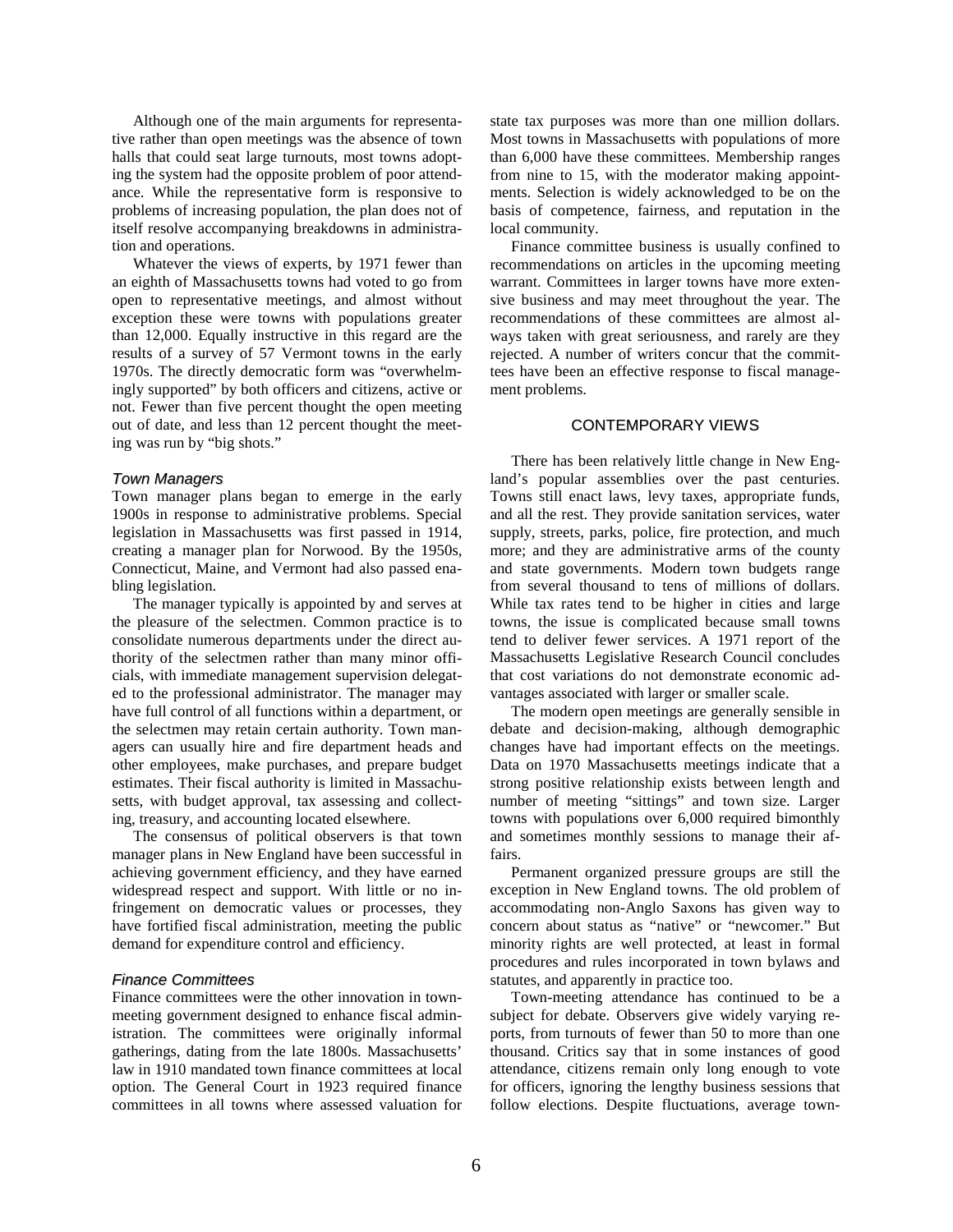Although one of the main arguments for representative rather than open meetings was the absence of town halls that could seat large turnouts, most towns adopting the system had the opposite problem of poor attendance. While the representative form is responsive to problems of increasing population, the plan does not of itself resolve accompanying breakdowns in administration and operations.

Whatever the views of experts, by 1971 fewer than an eighth of Massachusetts towns had voted to go from open to representative meetings, and almost without exception these were towns with populations greater than 12,000. Equally instructive in this regard are the results of a survey of 57 Vermont towns in the early 1970s. The directly democratic form was "overwhelmingly supported" by both officers and citizens, active or not. Fewer than five percent thought the open meeting out of date, and less than 12 percent thought the meeting was run by "big shots."

### *Town Managers*

Town manager plans began to emerge in the early 1900s in response to administrative problems. Special legislation in Massachusetts was first passed in 1914, creating a manager plan for Norwood. By the 1950s, Connecticut, Maine, and Vermont had also passed enabling legislation.

The manager typically is appointed by and serves at the pleasure of the selectmen. Common practice is to consolidate numerous departments under the direct authority of the selectmen rather than many minor officials, with immediate management supervision delegated to the professional administrator. The manager may have full control of all functions within a department, or the selectmen may retain certain authority. Town managers can usually hire and fire department heads and other employees, make purchases, and prepare budget estimates. Their fiscal authority is limited in Massachusetts, with budget approval, tax assessing and collecting, treasury, and accounting located elsewhere.

The consensus of political observers is that town manager plans in New England have been successful in achieving government efficiency, and they have earned widespread respect and support. With little or no infringement on democratic values or processes, they have fortified fiscal administration, meeting the public demand for expenditure control and efficiency.

### *Finance Committees*

Finance committees were the other innovation in town-meeting government designed to enhance fiscal administration. The committees were originally informal gatherings, dating from the late 1800s. Massachusetts' law in 1910 mandated town finance committees at local option. The General Court in 1923 required finance committees in all towns where assessed valuation for state tax purposes was more than one million dollars. Most towns in Massachusetts with populations of more than 6,000 have these committees. Membership ranges from nine to 15, with the moderator making appointments. Selection is widely acknowledged to be on the basis of competence, fairness, and reputation in the local community.

Finance committee business is usually confined to recommendations on articles in the upcoming meeting warrant. Committees in larger towns have more extensive business and may meet throughout the year. The recommendations of these committees are almost always taken with great seriousness, and rarely are they rejected. A number of writers concur that the committees have been an effective response to fiscal management problems.

## CONTEMPORARY VIEWS

There has been relatively little change in New England's popular assemblies over the past centuries. Towns still enact laws, levy taxes, appropriate funds, and all the rest. They provide sanitation services, water supply, streets, parks, police, fire protection, and much more; and they are administrative arms of the county and state governments. Modern town budgets range from several thousand to tens of millions of dollars. While tax rates tend to be higher in cities and large towns, the issue is complicated because small towns tend to deliver fewer services. A 1971 report of the Massachusetts Legislative Research Council concludes that cost variations do not demonstrate economic advantages associated with larger or smaller scale.

The modern open meetings are generally sensible in debate and decision-making, although demographic changes have had important effects on the meetings. Data on 1970 Massachusetts meetings indicate that a strong positive relationship exists between length and number of meeting "sittings" and town size. Larger towns with populations over 6,000 required bimonthly and sometimes monthly sessions to manage their affairs.

Permanent organized pressure groups are still the exception in New England towns. The old problem of accommodating non-Anglo Saxons has given way to concern about status as "native" or "newcomer." But minority rights are well protected, at least in formal procedures and rules incorporated in town bylaws and statutes, and apparently in practice too.

Town-meeting attendance has continued to be a subject for debate. Observers give widely varying reports, from turnouts of fewer than 50 to more than one thousand. Critics say that in some instances of good attendance, citizens remain only long enough to vote for officers, ignoring the lengthy business sessions that follow elections. Despite fluctuations, average town-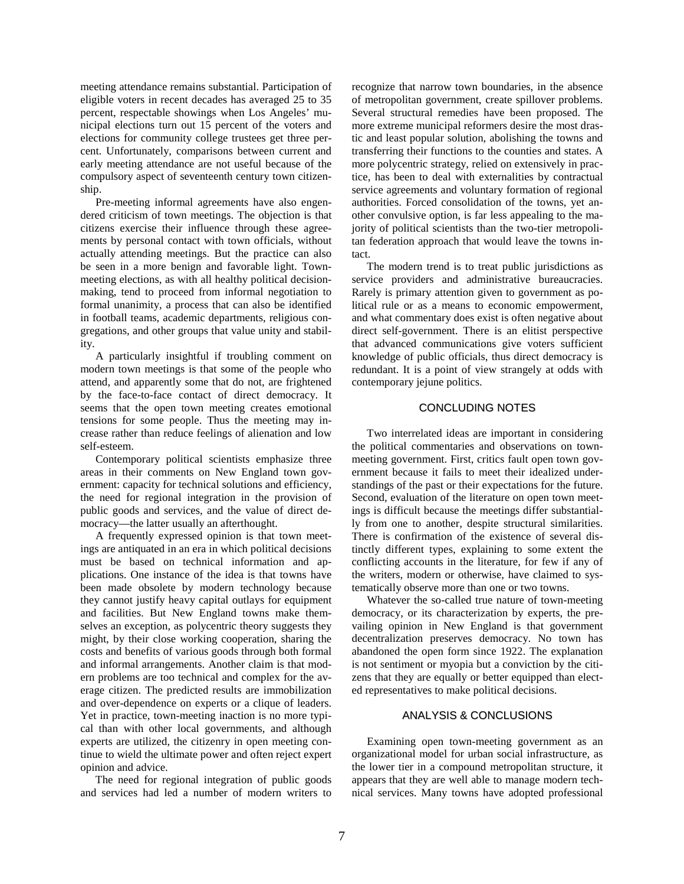meeting attendance remains substantial. Participation of eligible voters in recent decades has averaged 25 to 35 percent, respectable showings when Los Angeles' municipal elections turn out 15 percent of the voters and elections for community college trustees get three percent. Unfortunately, comparisons between current and early meeting attendance are not useful because of the compulsory aspect of seventeenth century town citizenship.

Pre-meeting informal agreements have also engendered criticism of town meetings. The objection is that citizens exercise their influence through these agreements by personal contact with town officials, without actually attending meetings. But the practice can also be seen in a more benign and favorable light. Town-meeting elections, as with all healthy political decision-making, tend to proceed from informal negotiation to formal unanimity, a process that can also be identified in football teams, academic departments, religious congregations, and other groups that value unity and stability.

A particularly insightful if troubling comment on modern town meetings is that some of the people who attend, and apparently some that do not, are frightened by the face-to-face contact of direct democracy. It seems that the open town meeting creates emotional tensions for some people. Thus the meeting may increase rather than reduce feelings of alienation and low self-esteem.

Contemporary political scientists emphasize three areas in their comments on New England town government: capacity for technical solutions and efficiency, the need for regional integration in the provision of public goods and services, and the value of direct democracy—the latter usually an afterthought.

A frequently expressed opinion is that town meetings are antiquated in an era in which political decisions must be based on technical information and applications. One instance of the idea is that towns have been made obsolete by modern technology because they cannot justify heavy capital outlays for equipment and facilities. But New England towns make themselves an exception, as polycentric theory suggests they might, by their close working cooperation, sharing the costs and benefits of various goods through both formal and informal arrangements. Another claim is that modern problems are too technical and complex for the average citizen. The predicted results are immobilization and over-dependence on experts or a clique of leaders. Yet in practice, town-meeting inaction is no more typical than with other local governments, and although experts are utilized, the citizenry in open meeting continue to wield the ultimate power and often reject expert opinion and advice.

The need for regional integration of public goods and services had led a number of modern writers to recognize that narrow town boundaries, in the absence of metropolitan government, create spillover problems. Several structural remedies have been proposed. The more extreme municipal reformers desire the most drastic and least popular solution, abolishing the towns and transferring their functions to the counties and states. A more polycentric strategy, relied on extensively in practice, has been to deal with externalities by contractual service agreements and voluntary formation of regional authorities. Forced consolidation of the towns, yet another convulsive option, is far less appealing to the majority of political scientists than the two-tier metropolitan federation approach that would leave the towns intact.

The modern trend is to treat public jurisdictions as service providers and administrative bureaucracies. Rarely is primary attention given to government as political rule or as a means to economic empowerment, and what commentary does exist is often negative about direct self-government. There is an elitist perspective that advanced communications give voters sufficient knowledge of public officials, thus direct democracy is redundant. It is a point of view strangely at odds with contemporary jejune politics.

## CONCLUDING NOTES

Two interrelated ideas are important in considering the political commentaries and observations on town-meeting government. First, critics fault open town government because it fails to meet their idealized understandings of the past or their expectations for the future. Second, evaluation of the literature on open town meetings is difficult because the meetings differ substantially from one to another, despite structural similarities. There is confirmation of the existence of several distinctly different types, explaining to some extent the conflicting accounts in the literature, for few if any of the writers, modern or otherwise, have claimed to systematically observe more than one or two towns.

Whatever the so-called true nature of town-meeting democracy, or its characterization by experts, the prevailing opinion in New England is that government decentralization preserves democracy. No town has abandoned the open form since 1922. The explanation is not sentiment or myopia but a conviction by the citizens that they are equally or better equipped than elected representatives to make political decisions.

## ANALYSIS & CONCLUSIONS

Examining open town-meeting government as an organizational model for urban social infrastructure, as the lower tier in a compound metropolitan structure, it appears that they are well able to manage modern technical services. Many towns have adopted professional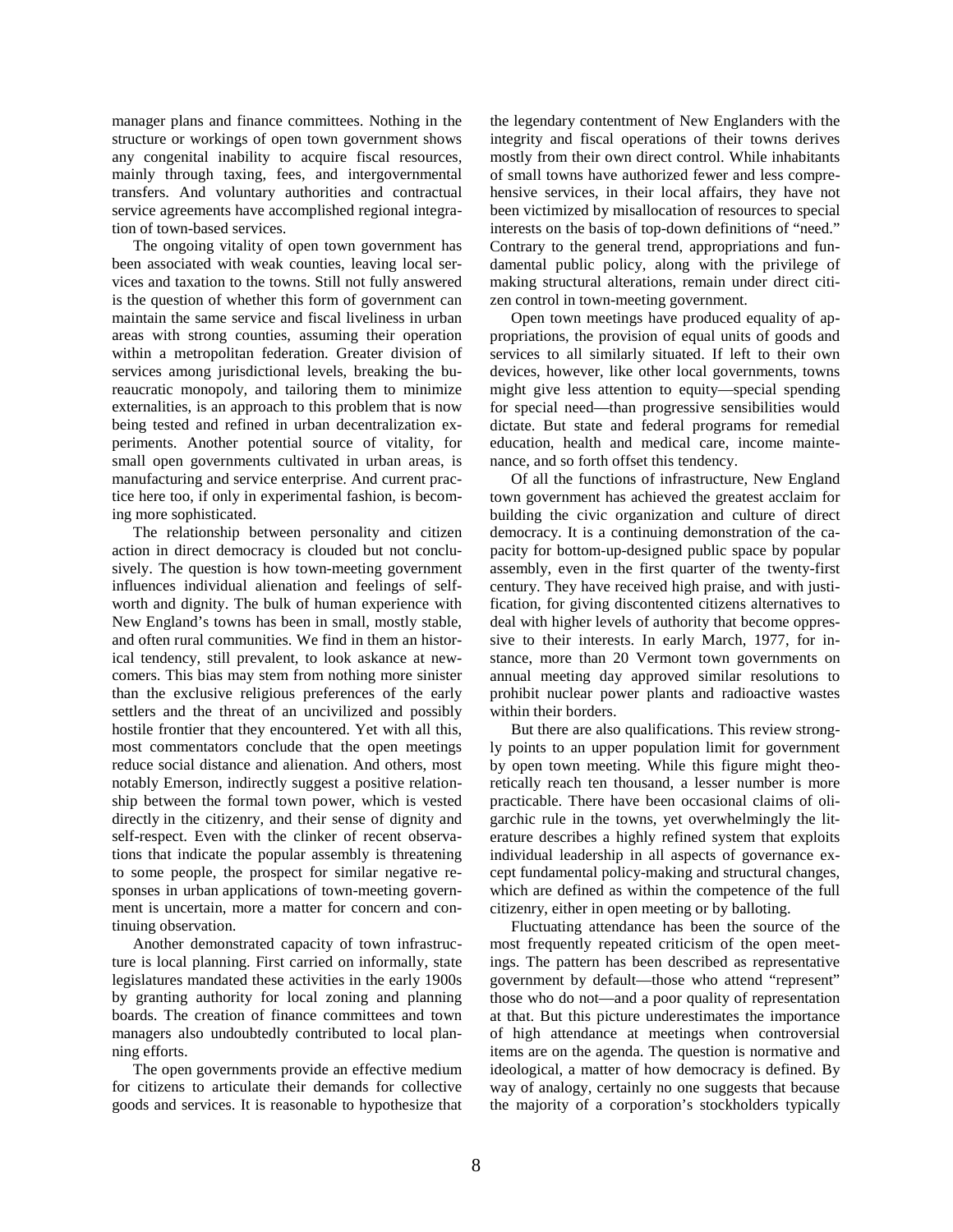manager plans and finance committees. Nothing in the structure or workings of open town government shows any congenital inability to acquire fiscal resources, mainly through taxing, fees, and intergovernmental transfers. And voluntary authorities and contractual service agreements have accomplished regional integration of town-based services.

The ongoing vitality of open town government has been associated with weak counties, leaving local services and taxation to the towns. Still not fully answered is the question of whether this form of government can maintain the same service and fiscal liveliness in urban areas with strong counties, assuming their operation within a metropolitan federation. Greater division of services among jurisdictional levels, breaking the bureaucratic monopoly, and tailoring them to minimize externalities, is an approach to this problem that is now being tested and refined in urban decentralization experiments. Another potential source of vitality, for small open governments cultivated in urban areas, is manufacturing and service enterprise. And current practice here too, if only in experimental fashion, is becoming more sophisticated.

The relationship between personality and citizen action in direct democracy is clouded but not conclusively. The question is how town-meeting government influences individual alienation and feelings of self-worth and dignity. The bulk of human experience with New England's towns has been in small, mostly stable, and often rural communities. We find in them an historical tendency, still prevalent, to look askance at newcomers. This bias may stem from nothing more sinister than the exclusive religious preferences of the early settlers and the threat of an uncivilized and possibly hostile frontier that they encountered. Yet with all this, most commentators conclude that the open meetings reduce social distance and alienation. And others, most notably Emerson, indirectly suggest a positive relationship between the formal town power, which is vested directly in the citizenry, and their sense of dignity and self-respect. Even with the clinker of recent observations that indicate the popular assembly is threatening to some people, the prospect for similar negative responses in urban applications of town-meeting government is uncertain, more a matter for concern and continuing observation.

Another demonstrated capacity of town infrastructure is local planning. First carried on informally, state legislatures mandated these activities in the early 1900s by granting authority for local zoning and planning boards. The creation of finance committees and town managers also undoubtedly contributed to local planning efforts.

The open governments provide an effective medium for citizens to articulate their demands for collective goods and services. It is reasonable to hypothesize that the legendary contentment of New Englanders with the integrity and fiscal operations of their towns derives mostly from their own direct control. While inhabitants of small towns have authorized fewer and less comprehensive services, in their local affairs, they have not been victimized by misallocation of resources to special interests on the basis of top-down definitions of "need." Contrary to the general trend, appropriations and fundamental public policy, along with the privilege of making structural alterations, remain under direct citizen control in town-meeting government.

Open town meetings have produced equality of appropriations, the provision of equal units of goods and services to all similarly situated. If left to their own devices, however, like other local governments, towns might give less attention to equity—special spending for special need—than progressive sensibilities would dictate. But state and federal programs for remedial education, health and medical care, income maintenance, and so forth offset this tendency.

Of all the functions of infrastructure, New England town government has achieved the greatest acclaim for building the civic organization and culture of direct democracy. It is a continuing demonstration of the capacity for bottom-up-designed public space by popular assembly, even in the first quarter of the twenty-first century. They have received high praise, and with justification, for giving discontented citizens alternatives to deal with higher levels of authority that become oppressive to their interests. In early March, 1977, for instance, more than 20 Vermont town governments on annual meeting day approved similar resolutions to prohibit nuclear power plants and radioactive wastes within their borders.

But there are also qualifications. This review strongly points to an upper population limit for government by open town meeting. While this figure might theoretically reach ten thousand, a lesser number is more practicable. There have been occasional claims of oligarchic rule in the towns, yet overwhelmingly the literature describes a highly refined system that exploits individual leadership in all aspects of governance except fundamental policy-making and structural changes, which are defined as within the competence of the full citizenry, either in open meeting or by balloting.

Fluctuating attendance has been the source of the most frequently repeated criticism of the open meetings. The pattern has been described as representative government by default—those who attend "represent" those who do not—and a poor quality of representation at that. But this picture underestimates the importance of high attendance at meetings when controversial items are on the agenda. The question is normative and ideological, a matter of how democracy is defined. By way of analogy, certainly no one suggests that because the majority of a corporation's stockholders typically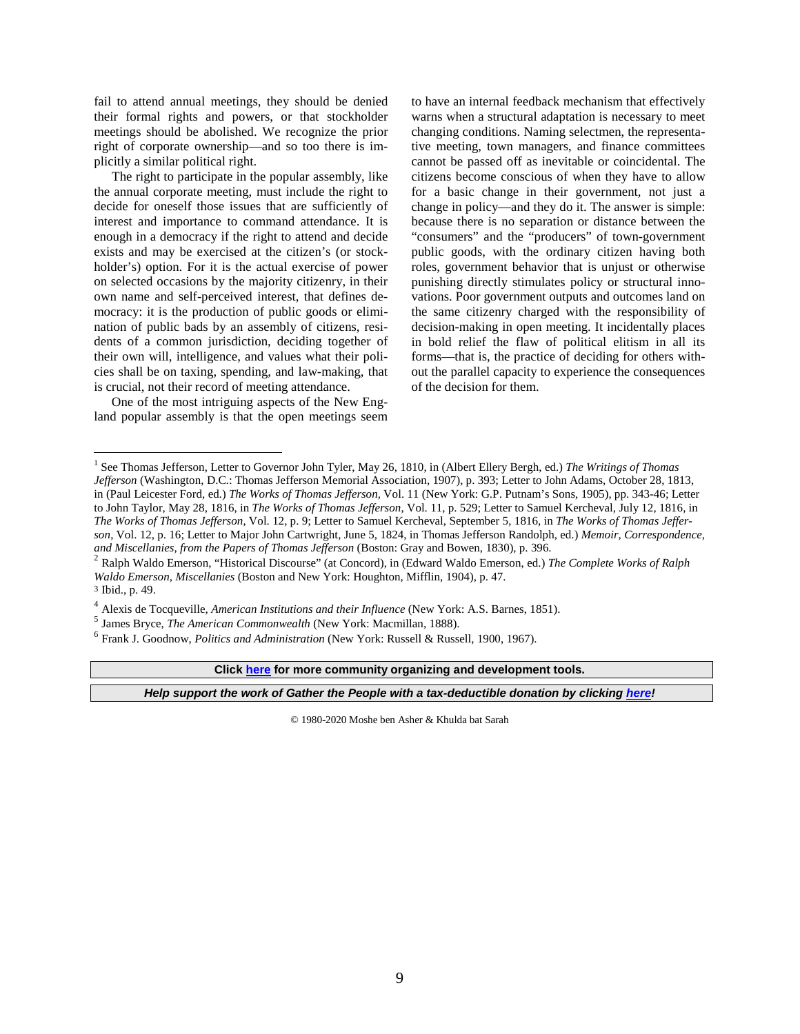fail to attend annual meetings, they should be denied their formal rights and powers, or that stockholder meetings should be abolished. We recognize the prior right of corporate ownership—and so too there is implicitly a similar political right.

The right to participate in the popular assembly, like the annual corporate meeting, must include the right to decide for oneself those issues that are sufficiently of interest and importance to command attendance. It is enough in a democracy if the right to attend and decide exists and may be exercised at the citizen's (or stockholder's) option. For it is the actual exercise of power on selected occasions by the majority citizenry, in their own name and self-perceived interest, that defines democracy: it is the production of public goods or elimination of public bads by an assembly of citizens, residents of a common jurisdiction, deciding together of their own will, intelligence, and values what their policies shall be on taxing, spending, and law-making, that is crucial, not their record of meeting attendance.

One of the most intriguing aspects of the New England popular assembly is that the open meetings seem to have an internal feedback mechanism that effectively warns when a structural adaptation is necessary to meet changing conditions. Naming selectmen, the representative meeting, town managers, and finance committees cannot be passed off as inevitable or coincidental. The citizens become conscious of when they have to allow for a basic change in their government, not just a change in policy—and they do it. The answer is simple: because there is no separation or distance between the "consumers" and the "producers" of town-government public goods, with the ordinary citizen having both roles, government behavior that is unjust or otherwise punishing directly stimulates policy or structural innovations. Poor government outputs and outcomes land on the same citizenry charged with the responsibility of decision-making in open meeting. It incidentally places in bold relief the flaw of political elitism in all its forms—that is, the practice of deciding for others without the parallel capacity to experience the consequences of the decision for them.

---

[1] See Thomas Jefferson, Letter to Governor John Tyler, May 26, 1810, in (Albert Ellery Bergh, ed.) *The Writings of Thomas Jefferson* (Washington, D.C.: Thomas Jefferson Memorial Association, 1907), p. 393; Letter to John Adams, October 28, 1813, in (Paul Leicester Ford, ed.) *The Works of Thomas Jefferson*, Vol. 11 (New York: G.P. Putnam's Sons, 1905), pp. 343-46; Letter to John Taylor, May 28, 1816, in *The Works of Thomas Jefferson*, Vol. 11, p. 529; Letter to Samuel Kercheval, July 12, 1816, in *The Works of Thomas Jefferson*, Vol. 12, p. 9; Letter to Samuel Kercheval, September 5, 1816, in *The Works of Thomas Jefferson*, Vol. 12, p. 16; Letter to Major John Cartwright, June 5, 1824, in Thomas Jefferson Randolph, ed.) *Memoir, Correspondence, and Miscellanies, from the Papers of Thomas Jefferson* (Boston: Gray and Bowen, 1830), p. 396.

[2] Ralph Waldo Emerson, "Historical Discourse" (at Concord), in (Edward Waldo Emerson, ed.) *The Complete Works of Ralph Waldo Emerson, Miscellanies* (Boston and New York: Houghton, Mifflin, 1904), p. 47.

[3] Ibid., p. 49.

[4] Alexis de Tocqueville, *American Institutions and their Influence* (New York: A.S. Barnes, 1851).

[5] James Bryce, *The American Commonwealth* (New York: Macmillan, 1888).

[6] Frank J. Goodnow, *Politics and Administration* (New York: Russell & Russell, 1900, 1967).

**Click here for more community organizing and development tools.**

***Help support the work of Gather the People with a tax-deductible donation by clicking here!***

© 1980-2020 Moshe ben Asher & Khulda bat Sarah